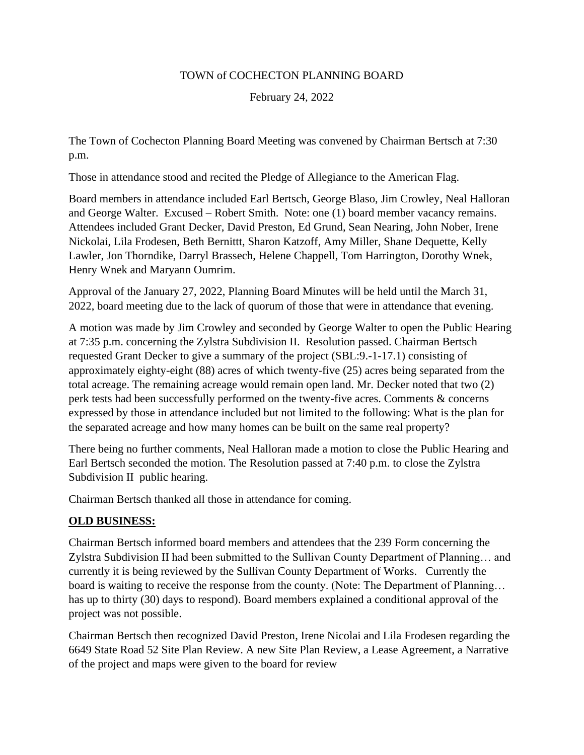TOWN of COCHECTON PLANNING BOARD

February 24, 2022

The Town of Cochecton Planning Board Meeting was convened by Chairman Bertsch at 7:30 p.m.

Those in attendance stood and recited the Pledge of Allegiance to the American Flag.

Board members in attendance included Earl Bertsch, George Blaso, Jim Crowley, Neal Halloran and George Walter. Excused – Robert Smith. Note: one (1) board member vacancy remains. Attendees included Grant Decker, David Preston, Ed Grund, Sean Nearing, John Nober, Irene Nickolai, Lila Frodesen, Beth Bernittt, Sharon Katzoff, Amy Miller, Shane Dequette, Kelly Lawler, Jon Thorndike, Darryl Brassech, Helene Chappell, Tom Harrington, Dorothy Wnek, Henry Wnek and Maryann Oumrim.

Approval of the January 27, 2022, Planning Board Minutes will be held until the March 31, 2022, board meeting due to the lack of quorum of those that were in attendance that evening.

A motion was made by Jim Crowley and seconded by George Walter to open the Public Hearing at 7:35 p.m. concerning the Zylstra Subdivision II. Resolution passed. Chairman Bertsch requested Grant Decker to give a summary of the project (SBL:9.-1-17.1) consisting of approximately eighty-eight (88) acres of which twenty-five (25) acres being separated from the total acreage. The remaining acreage would remain open land. Mr. Decker noted that two (2) perk tests had been successfully performed on the twenty-five acres. Comments & concerns expressed by those in attendance included but not limited to the following: What is the plan for the separated acreage and how many homes can be built on the same real property?

There being no further comments, Neal Halloran made a motion to close the Public Hearing and Earl Bertsch seconded the motion. The Resolution passed at 7:40 p.m. to close the Zylstra Subdivision II public hearing.

Chairman Bertsch thanked all those in attendance for coming.

**OLD BUSINESS:**

Chairman Bertsch informed board members and attendees that the 239 Form concerning the Zylstra Subdivision II had been submitted to the Sullivan County Department of Planning… and currently it is being reviewed by the Sullivan County Department of Works. Currently the board is waiting to receive the response from the county. (Note: The Department of Planning… has up to thirty (30) days to respond). Board members explained a conditional approval of the project was not possible.

Chairman Bertsch then recognized David Preston, Irene Nicolai and Lila Frodesen regarding the 6649 State Road 52 Site Plan Review. A new Site Plan Review, a Lease Agreement, a Narrative of the project and maps were given to the board for review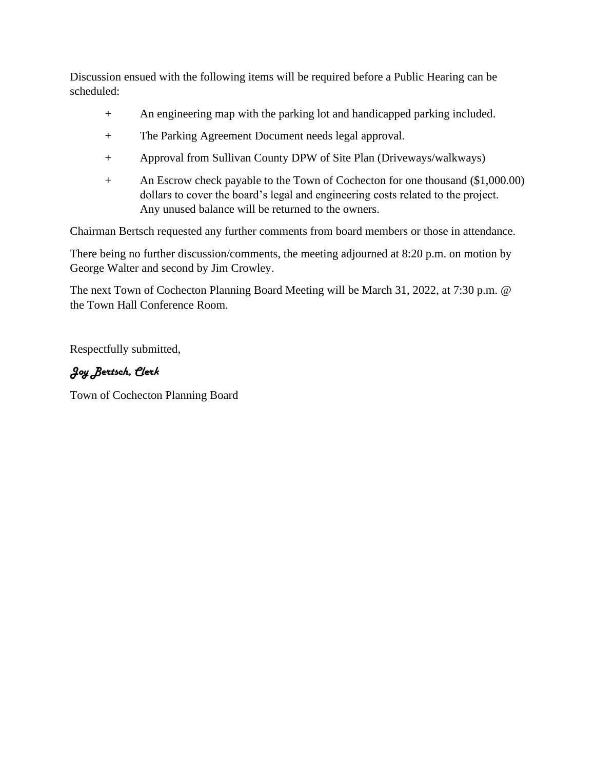Discussion ensued with the following items will be required before a Public Hearing can be scheduled:

- An engineering map with the parking lot and handicapped parking included.
- The Parking Agreement Document needs legal approval.
- Approval from Sullivan County DPW of Site Plan (Driveways/walkways)
- An Escrow check payable to the Town of Cochecton for one thousand ($1,000.00) dollars to cover the board's legal and engineering costs related to the project. Any unused balance will be returned to the owners.

Chairman Bertsch requested any further comments from board members or those in attendance.

There being no further discussion/comments, the meeting adjourned at 8:20 p.m. on motion by George Walter and second by Jim Crowley.

The next Town of Cochecton Planning Board Meeting will be March 31, 2022, at 7:30 p.m. @ the Town Hall Conference Room.

Respectfully submitted,

*Joy Bertsch, Clerk*

Town of Cochecton Planning Board